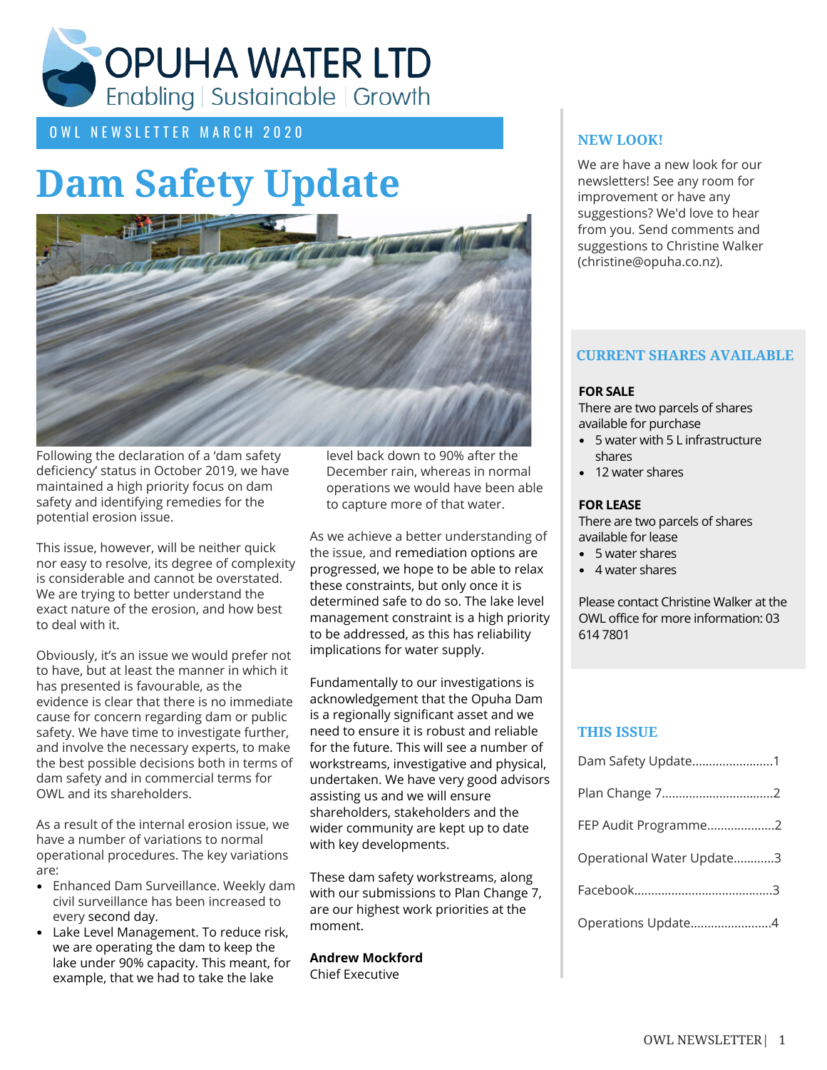# OPUHA WATER LTD

Enabling | Sustainable | Growth

OWL NEWSLETTER MARCH 2020

# Dam Safety Update

Following the declaration of a 'dam safety deficiency' status in October 2019, we have maintained a high priority focus on dam safety and identifying remedies for the potential erosion issue.

This issue, however, will be neither quick nor easy to resolve, its degree of complexity is considerable and cannot be overstated. We are trying to better understand the exact nature of the erosion, and how best to deal with it.

Obviously, it's an issue we would prefer not to have, but at least the manner in which it has presented is favourable, as the evidence is clear that there is no immediate cause for concern regarding dam or public safety. We have time to investigate further, and involve the necessary experts, to make the best possible decisions both in terms of dam safety and in commercial terms for OWL and its shareholders.

As a result of the internal erosion issue, we have a number of variations to normal operational procedures. The key variations are:

- Enhanced Dam Surveillance. Weekly dam civil surveillance has been increased to every second day.
- Lake Level Management. To reduce risk, we are operating the dam to keep the lake under 90% capacity. This meant, for example, that we had to take the lake level back down to 90% after the December rain, whereas in normal operations we would have been able to capture more of that water.

As we achieve a better understanding of the issue, and remediation options are progressed, we hope to be able to relax these constraints, but only once it is determined safe to do so. The lake level management constraint is a high priority to be addressed, as this has reliability implications for water supply.

Fundamentally to our investigations is acknowledgement that the Opuha Dam is a regionally significant asset and we need to ensure it is robust and reliable for the future. This will see a number of workstreams, investigative and physical, undertaken. We have very good advisors assisting us and we will ensure shareholders, stakeholders and the wider community are kept up to date with key developments.

These dam safety workstreams, along with our submissions to Plan Change 7, are our highest work priorities at the moment.

**Andrew Mockford**
Chief Executive

## NEW LOOK!

We are have a new look for our newsletters! See any room for improvement or have any suggestions? We'd love to hear from you. Send comments and suggestions to Christine Walker (christine@opuha.co.nz).

## CURRENT SHARES AVAILABLE

**FOR SALE**

There are two parcels of shares available for purchase

- 5 water with 5 L infrastructure shares
- 12 water shares

**FOR LEASE**

There are two parcels of shares available for lease

- 5 water shares
- 4 water shares

Please contact Christine Walker at the OWL office for more information: 03 614 7801

## THIS ISSUE

Dam Safety Update........................1

Plan Change 7.................................2

FEP Audit Programme....................2

Operational Water Update............3

Facebook.........................................3

Operations Update........................4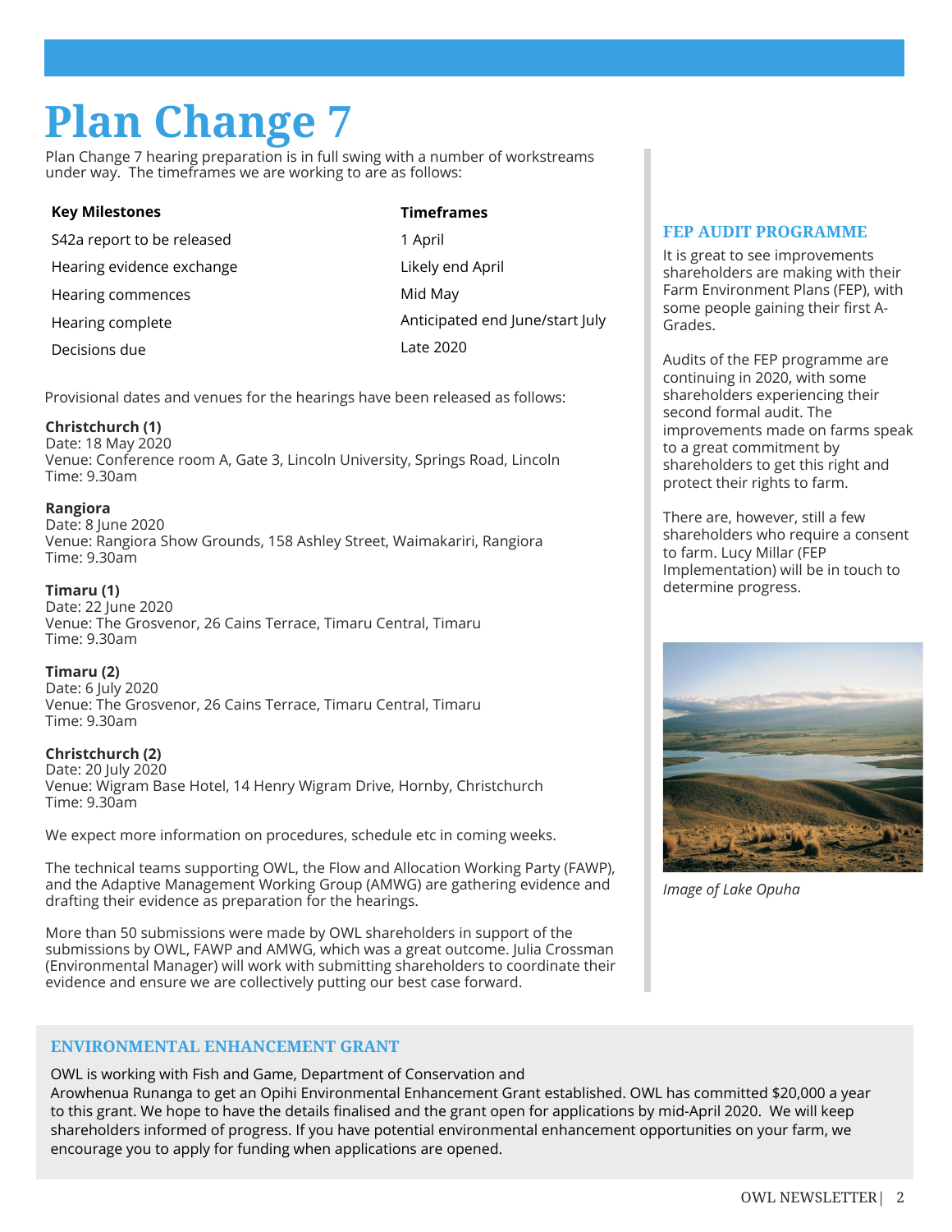# Plan Change 7

Plan Change 7 hearing preparation is in full swing with a number of workstreams under way. The timeframes we are working to are as follows:

| Key Milestones | Timeframes |
|---|---|
| S42a report to be released | 1 April |
| Hearing evidence exchange | Likely end April |
| Hearing commences | Mid May |
| Hearing complete | Anticipated end June/start July |
| Decisions due | Late 2020 |

Provisional dates and venues for the hearings have been released as follows:

**Christchurch (1)**
Date: 18 May 2020
Venue: Conference room A, Gate 3, Lincoln University, Springs Road, Lincoln
Time: 9.30am

**Rangiora**
Date: 8 June 2020
Venue: Rangiora Show Grounds, 158 Ashley Street, Waimakariri, Rangiora
Time: 9.30am

**Timaru (1)**
Date: 22 June 2020
Venue: The Grosvenor, 26 Cains Terrace, Timaru Central, Timaru
Time: 9.30am

**Timaru (2)**
Date: 6 July 2020
Venue: The Grosvenor, 26 Cains Terrace, Timaru Central, Timaru
Time: 9.30am

**Christchurch (2)**
Date: 20 July 2020
Venue: Wigram Base Hotel, 14 Henry Wigram Drive, Hornby, Christchurch
Time: 9.30am

We expect more information on procedures, schedule etc in coming weeks.

The technical teams supporting OWL, the Flow and Allocation Working Party (FAWP), and the Adaptive Management Working Group (AMWG) are gathering evidence and drafting their evidence as preparation for the hearings.

More than 50 submissions were made by OWL shareholders in support of the submissions by OWL, FAWP and AMWG, which was a great outcome. Julia Crossman (Environmental Manager) will work with submitting shareholders to coordinate their evidence and ensure we are collectively putting our best case forward.

## FEP AUDIT PROGRAMME

It is great to see improvements shareholders are making with their Farm Environment Plans (FEP), with some people gaining their first A-Grades.

Audits of the FEP programme are continuing in 2020, with some shareholders experiencing their second formal audit. The improvements made on farms speak to a great commitment by shareholders to get this right and protect their rights to farm.

There are, however, still a few shareholders who require a consent to farm. Lucy Millar (FEP Implementation) will be in touch to determine progress.

*Image of Lake Opuha*

## ENVIRONMENTAL ENHANCEMENT GRANT

OWL is working with Fish and Game, Department of Conservation and Arowhenua Runanga to get an Opihi Environmental Enhancement Grant established. OWL has committed $20,000 a year to this grant. We hope to have the details finalised and the grant open for applications by mid-April 2020. We will keep shareholders informed of progress. If you have potential environmental enhancement opportunities on your farm, we encourage you to apply for funding when applications are opened.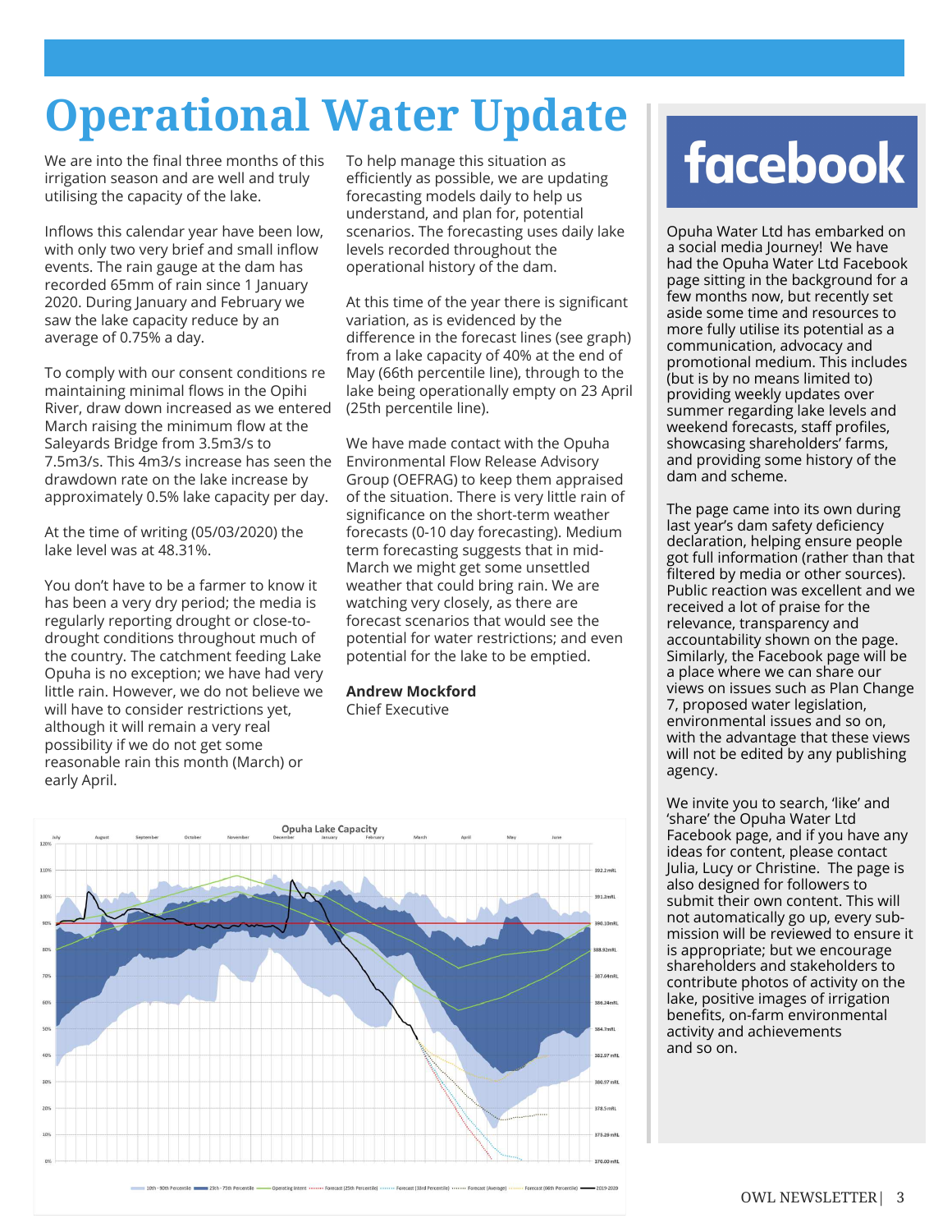# Operational Water Update

We are into the final three months of this irrigation season and are well and truly utilising the capacity of the lake.

Inflows this calendar year have been low, with only two very brief and small inflow events. The rain gauge at the dam has recorded 65mm of rain since 1 January 2020. During January and February we saw the lake capacity reduce by an average of 0.75% a day.

To comply with our consent conditions re maintaining minimal flows in the Opihi River, draw down increased as we entered March raising the minimum flow at the Saleyards Bridge from 3.5m3/s to 7.5m3/s. This 4m3/s increase has seen the drawdown rate on the lake increase by approximately 0.5% lake capacity per day.

At the time of writing (05/03/2020) the lake level was at 48.31%.

You don't have to be a farmer to know it has been a very dry period; the media is regularly reporting drought or close-to-drought conditions throughout much of the country. The catchment feeding Lake Opuha is no exception; we have had very little rain. However, we do not believe we will have to consider restrictions yet, although it will remain a very real possibility if we do not get some reasonable rain this month (March) or early April.

To help manage this situation as efficiently as possible, we are updating forecasting models daily to help us understand, and plan for, potential scenarios. The forecasting uses daily lake levels recorded throughout the operational history of the dam.

At this time of the year there is significant variation, as is evidenced by the difference in the forecast lines (see graph) from a lake capacity of 40% at the end of May (66th percentile line), through to the lake being operationally empty on 23 April (25th percentile line).

We have made contact with the Opuha Environmental Flow Release Advisory Group (OEFRAG) to keep them appraised of the situation. There is very little rain of significance on the short-term weather forecasts (0-10 day forecasting). Medium term forecasting suggests that in mid-March we might get some unsettled weather that could bring rain. We are watching very closely, as there are forecast scenarios that would see the potential for water restrictions; and even potential for the lake to be emptied.

**Andrew Mockford**
Chief Executive

Opuha Lake Capacity

# facebook

Opuha Water Ltd has embarked on a social media Journey! We have had the Opuha Water Ltd Facebook page sitting in the background for a few months now, but recently set aside some time and resources to more fully utilise its potential as a communication, advocacy and promotional medium. This includes (but is by no means limited to) providing weekly updates over summer regarding lake levels and weekend forecasts, staff profiles, showcasing shareholders' farms, and providing some history of the dam and scheme.

The page came into its own during last year's dam safety deficiency declaration, helping ensure people got full information (rather than that filtered by media or other sources). Public reaction was excellent and we received a lot of praise for the relevance, transparency and accountability shown on the page. Similarly, the Facebook page will be a place where we can share our views on issues such as Plan Change 7, proposed water legislation, environmental issues and so on, with the advantage that these views will not be edited by any publishing agency.

We invite you to search, 'like' and 'share' the Opuha Water Ltd Facebook page, and if you have any ideas for content, please contact Julia, Lucy or Christine. The page is also designed for followers to submit their own content. This will not automatically go up, every sub-mission will be reviewed to ensure it is appropriate; but we encourage shareholders and stakeholders to contribute photos of activity on the lake, positive images of irrigation benefits, on-farm environmental activity and achievements and so on.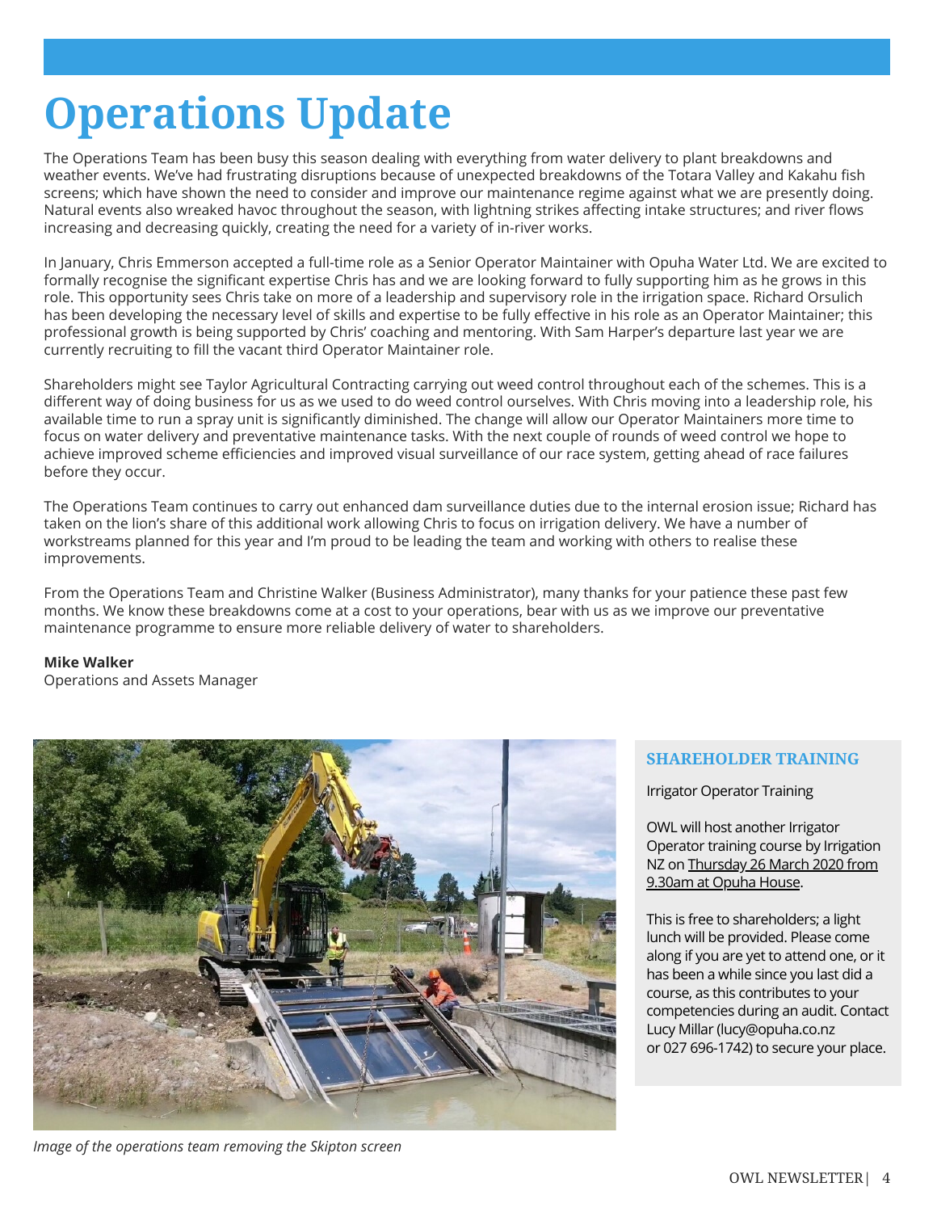# Operations Update

The Operations Team has been busy this season dealing with everything from water delivery to plant breakdowns and weather events. We've had frustrating disruptions because of unexpected breakdowns of the Totara Valley and Kakahu fish screens; which have shown the need to consider and improve our maintenance regime against what we are presently doing. Natural events also wreaked havoc throughout the season, with lightning strikes affecting intake structures; and river flows increasing and decreasing quickly, creating the need for a variety of in-river works.

In January, Chris Emmerson accepted a full-time role as a Senior Operator Maintainer with Opuha Water Ltd. We are excited to formally recognise the significant expertise Chris has and we are looking forward to fully supporting him as he grows in this role. This opportunity sees Chris take on more of a leadership and supervisory role in the irrigation space. Richard Orsulich has been developing the necessary level of skills and expertise to be fully effective in his role as an Operator Maintainer; this professional growth is being supported by Chris' coaching and mentoring. With Sam Harper's departure last year we are currently recruiting to fill the vacant third Operator Maintainer role.

Shareholders might see Taylor Agricultural Contracting carrying out weed control throughout each of the schemes. This is a different way of doing business for us as we used to do weed control ourselves. With Chris moving into a leadership role, his available time to run a spray unit is significantly diminished. The change will allow our Operator Maintainers more time to focus on water delivery and preventative maintenance tasks. With the next couple of rounds of weed control we hope to achieve improved scheme efficiencies and improved visual surveillance of our race system, getting ahead of race failures before they occur.

The Operations Team continues to carry out enhanced dam surveillance duties due to the internal erosion issue; Richard has taken on the lion's share of this additional work allowing Chris to focus on irrigation delivery. We have a number of workstreams planned for this year and I'm proud to be leading the team and working with others to realise these improvements.

From the Operations Team and Christine Walker (Business Administrator), many thanks for your patience these past few months. We know these breakdowns come at a cost to your operations, bear with us as we improve our preventative maintenance programme to ensure more reliable delivery of water to shareholders.

**Mike Walker**
Operations and Assets Manager

*Image of the operations team removing the Skipton screen*

### SHAREHOLDER TRAINING

Irrigator Operator Training

OWL will host another Irrigator Operator training course by Irrigation NZ on Thursday 26 March 2020 from 9.30am at Opuha House.

This is free to shareholders; a light lunch will be provided. Please come along if you are yet to attend one, or it has been a while since you last did a course, as this contributes to your competencies during an audit. Contact Lucy Millar (lucy@opuha.co.nz or 027 696-1742) to secure your place.